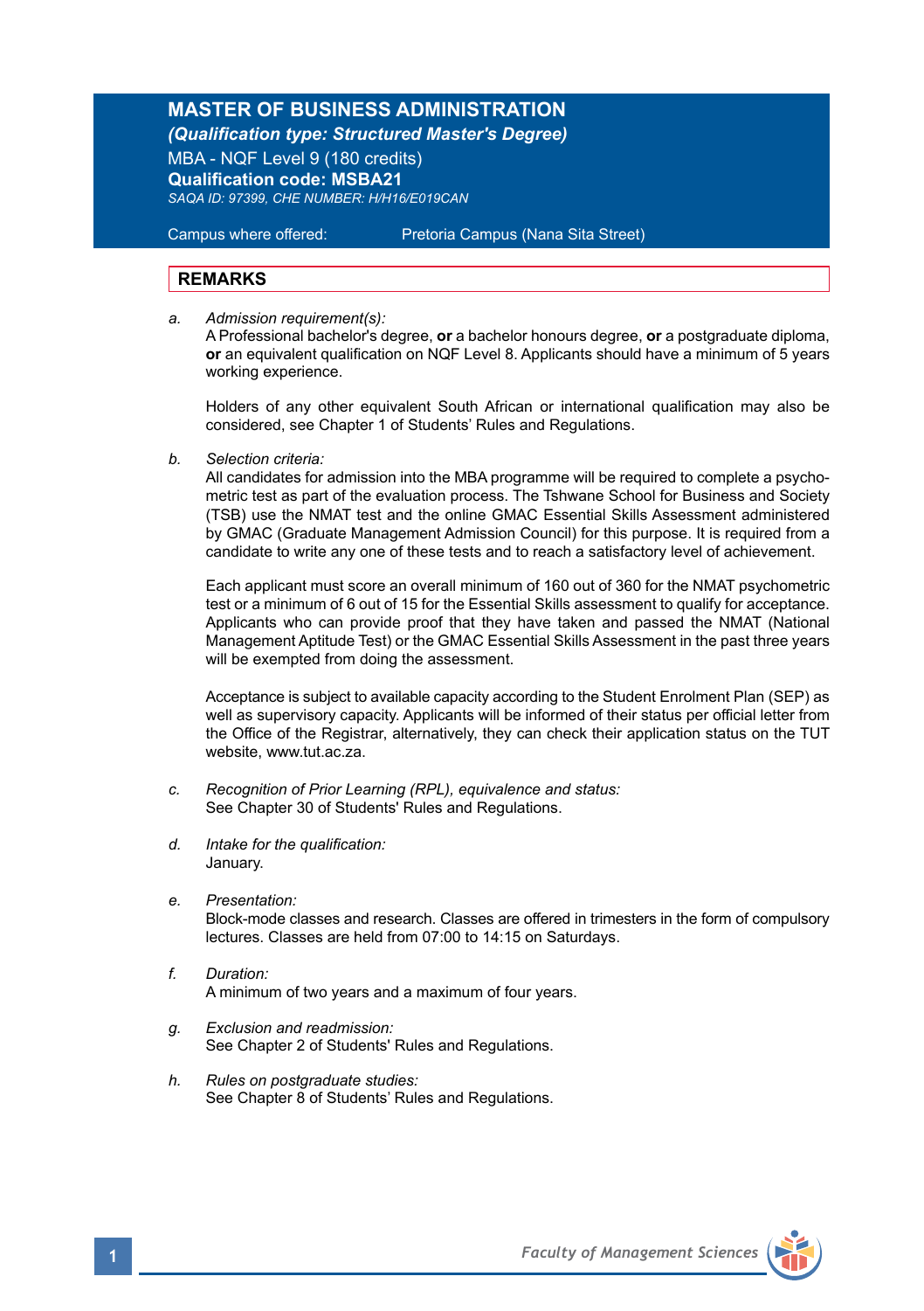# MASTER OF BUSINESS ADMINISTRATION

***(Qualification type: Structured Master's Degree)***

MBA - NQF Level 9 (180 credits)

**Qualification code: MSBA21**

*SAQA ID: 97399, CHE NUMBER: H/H16/E019CAN*

Campus where offered: Pretoria Campus (Nana Sita Street)

## REMARKS

a. *Admission requirement(s):*
A Professional bachelor's degree, **or** a bachelor honours degree, **or** a postgraduate diploma, **or** an equivalent qualification on NQF Level 8. Applicants should have a minimum of 5 years working experience.

Holders of any other equivalent South African or international qualification may also be considered, see Chapter 1 of Students' Rules and Regulations.

b. *Selection criteria:*
All candidates for admission into the MBA programme will be required to complete a psychometric test as part of the evaluation process. The Tshwane School for Business and Society (TSB) use the NMAT test and the online GMAC Essential Skills Assessment administered by GMAC (Graduate Management Admission Council) for this purpose. It is required from a candidate to write any one of these tests and to reach a satisfactory level of achievement.

Each applicant must score an overall minimum of 160 out of 360 for the NMAT psychometric test or a minimum of 6 out of 15 for the Essential Skills assessment to qualify for acceptance. Applicants who can provide proof that they have taken and passed the NMAT (National Management Aptitude Test) or the GMAC Essential Skills Assessment in the past three years will be exempted from doing the assessment.

Acceptance is subject to available capacity according to the Student Enrolment Plan (SEP) as well as supervisory capacity. Applicants will be informed of their status per official letter from the Office of the Registrar, alternatively, they can check their application status on the TUT website, www.tut.ac.za.

c. *Recognition of Prior Learning (RPL), equivalence and status:*
See Chapter 30 of Students' Rules and Regulations.

d. *Intake for the qualification:*
January.

e. *Presentation:*
Block-mode classes and research. Classes are offered in trimesters in the form of compulsory lectures. Classes are held from 07:00 to 14:15 on Saturdays.

f. *Duration:*
A minimum of two years and a maximum of four years.

g. *Exclusion and readmission:*
See Chapter 2 of Students' Rules and Regulations.

h. *Rules on postgraduate studies:*
See Chapter 8 of Students' Rules and Regulations.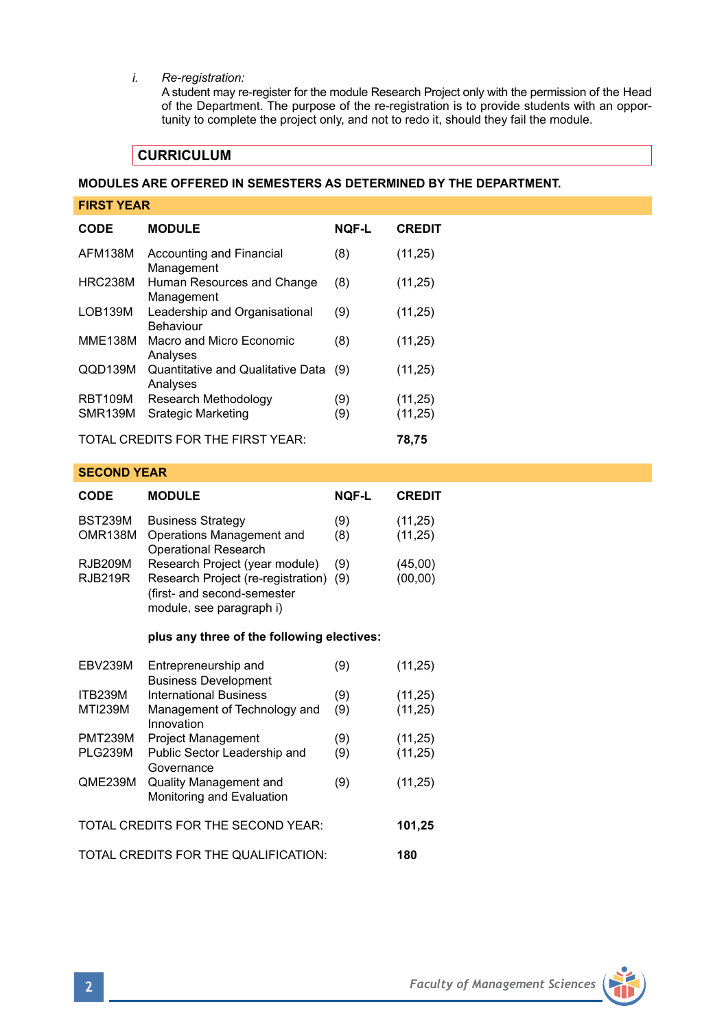i. *Re-registration:*
A student may re-register for the module Research Project only with the permission of the Head of the Department. The purpose of the re-registration is to provide students with an opportunity to complete the project only, and not to redo it, should they fail the module.

## CURRICULUM

**MODULES ARE OFFERED IN SEMESTERS AS DETERMINED BY THE DEPARTMENT.**

### FIRST YEAR

| CODE | MODULE | NQF-L | CREDIT |
|---|---|---|---|
| AFM138M | Accounting and Financial Management | (8) | (11,25) |
| HRC238M | Human Resources and Change Management | (8) | (11,25) |
| LOB139M | Leadership and Organisational Behaviour | (9) | (11,25) |
| MME138M | Macro and Micro Economic Analyses | (8) | (11,25) |
| QQD139M | Quantitative and Qualitative Data Analyses | (9) | (11,25) |
| RBT109M | Research Methodology | (9) | (11,25) |
| SMR139M | Srategic Marketing | (9) | (11,25) |

TOTAL CREDITS FOR THE FIRST YEAR: **78,75**

### SECOND YEAR

| CODE | MODULE | NQF-L | CREDIT |
|---|---|---|---|
| BST239M | Business Strategy | (9) | (11,25) |
| OMR138M | Operations Management and Operational Research | (8) | (11,25) |
| RJB209M | Research Project (year module) | (9) | (45,00) |
| RJB219R | Research Project (re-registration) (first- and second-semester module, see paragraph i) | (9) | (00,00) |

**plus any three of the following electives:**

| CODE | MODULE | NQF-L | CREDIT |
|---|---|---|---|
| EBV239M | Entrepreneurship and Business Development | (9) | (11,25) |
| ITB239M | International Business | (9) | (11,25) |
| MTI239M | Management of Technology and Innovation | (9) | (11,25) |
| PMT239M | Project Management | (9) | (11,25) |
| PLG239M | Public Sector Leadership and Governance | (9) | (11,25) |
| QME239M | Quality Management and Monitoring and Evaluation | (9) | (11,25) |

TOTAL CREDITS FOR THE SECOND YEAR: **101,25**

TOTAL CREDITS FOR THE QUALIFICATION: **180**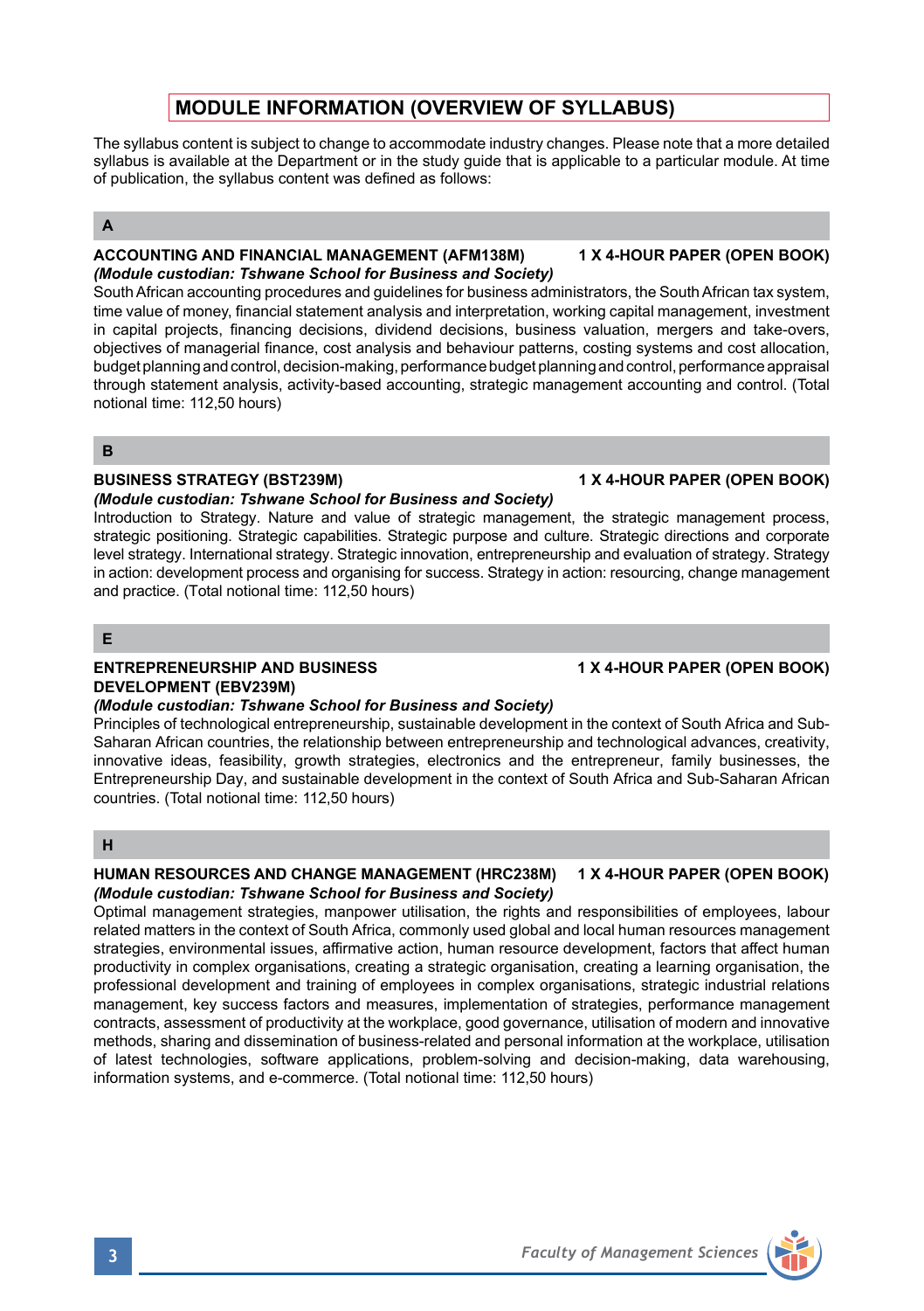# MODULE INFORMATION (OVERVIEW OF SYLLABUS)

The syllabus content is subject to change to accommodate industry changes. Please note that a more detailed syllabus is available at the Department or in the study guide that is applicable to a particular module. At time of publication, the syllabus content was defined as follows:

## A

### ACCOUNTING AND FINANCIAL MANAGEMENT (AFM138M) — 1 X 4-HOUR PAPER (OPEN BOOK)

***(Module custodian: Tshwane School for Business and Society)***

South African accounting procedures and guidelines for business administrators, the South African tax system, time value of money, financial statement analysis and interpretation, working capital management, investment in capital projects, financing decisions, dividend decisions, business valuation, mergers and take-overs, objectives of managerial finance, cost analysis and behaviour patterns, costing systems and cost allocation, budget planning and control, decision-making, performance budget planning and control, performance appraisal through statement analysis, activity-based accounting, strategic management accounting and control. (Total notional time: 112,50 hours)

## B

### BUSINESS STRATEGY (BST239M) — 1 X 4-HOUR PAPER (OPEN BOOK)

***(Module custodian: Tshwane School for Business and Society)***

Introduction to Strategy. Nature and value of strategic management, the strategic management process, strategic positioning. Strategic capabilities. Strategic purpose and culture. Strategic directions and corporate level strategy. International strategy. Strategic innovation, entrepreneurship and evaluation of strategy. Strategy in action: development process and organising for success. Strategy in action: resourcing, change management and practice. (Total notional time: 112,50 hours)

## E

### ENTREPRENEURSHIP AND BUSINESS DEVELOPMENT (EBV239M) — 1 X 4-HOUR PAPER (OPEN BOOK)

***(Module custodian: Tshwane School for Business and Society)***

Principles of technological entrepreneurship, sustainable development in the context of South Africa and Sub-Saharan African countries, the relationship between entrepreneurship and technological advances, creativity, innovative ideas, feasibility, growth strategies, electronics and the entrepreneur, family businesses, the Entrepreneurship Day, and sustainable development in the context of South Africa and Sub-Saharan African countries. (Total notional time: 112,50 hours)

## H

### HUMAN RESOURCES AND CHANGE MANAGEMENT (HRC238M) — 1 X 4-HOUR PAPER (OPEN BOOK)

***(Module custodian: Tshwane School for Business and Society)***

Optimal management strategies, manpower utilisation, the rights and responsibilities of employees, labour related matters in the context of South Africa, commonly used global and local human resources management strategies, environmental issues, affirmative action, human resource development, factors that affect human productivity in complex organisations, creating a strategic organisation, creating a learning organisation, the professional development and training of employees in complex organisations, strategic industrial relations management, key success factors and measures, implementation of strategies, performance management contracts, assessment of productivity at the workplace, good governance, utilisation of modern and innovative methods, sharing and dissemination of business-related and personal information at the workplace, utilisation of latest technologies, software applications, problem-solving and decision-making, data warehousing, information systems, and e-commerce. (Total notional time: 112,50 hours)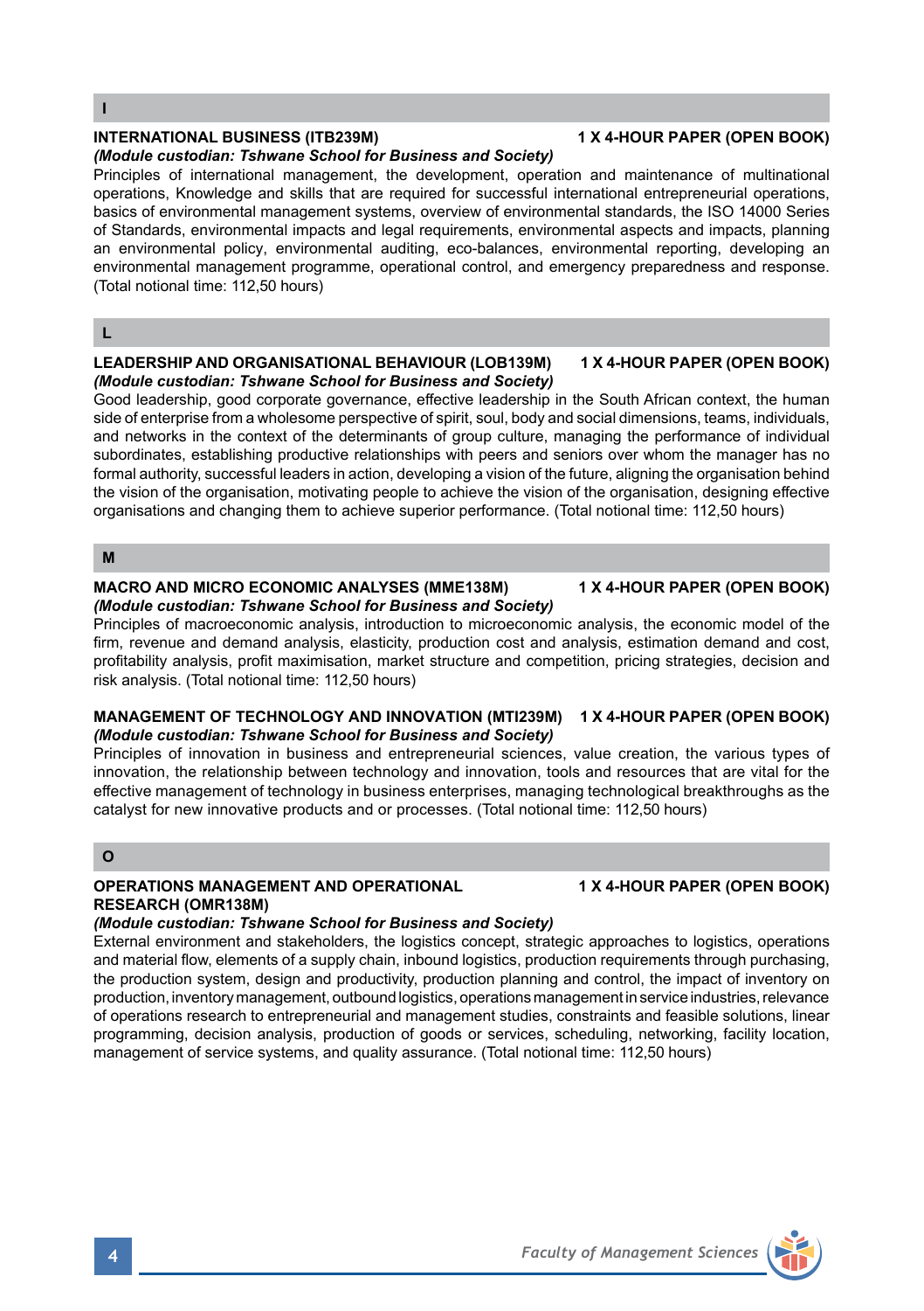## I

**INTERNATIONAL BUSINESS (ITB239M) 1 X 4-HOUR PAPER (OPEN BOOK)**
***(Module custodian: Tshwane School for Business and Society)***

Principles of international management, the development, operation and maintenance of multinational operations, Knowledge and skills that are required for successful international entrepreneurial operations, basics of environmental management systems, overview of environmental standards, the ISO 14000 Series of Standards, environmental impacts and legal requirements, environmental aspects and impacts, planning an environmental policy, environmental auditing, eco-balances, environmental reporting, developing an environmental management programme, operational control, and emergency preparedness and response. (Total notional time: 112,50 hours)

## L

**LEADERSHIP AND ORGANISATIONAL BEHAVIOUR (LOB139M) 1 X 4-HOUR PAPER (OPEN BOOK)**
***(Module custodian: Tshwane School for Business and Society)***

Good leadership, good corporate governance, effective leadership in the South African context, the human side of enterprise from a wholesome perspective of spirit, soul, body and social dimensions, teams, individuals, and networks in the context of the determinants of group culture, managing the performance of individual subordinates, establishing productive relationships with peers and seniors over whom the manager has no formal authority, successful leaders in action, developing a vision of the future, aligning the organisation behind the vision of the organisation, motivating people to achieve the vision of the organisation, designing effective organisations and changing them to achieve superior performance. (Total notional time: 112,50 hours)

## M

**MACRO AND MICRO ECONOMIC ANALYSES (MME138M) 1 X 4-HOUR PAPER (OPEN BOOK)**
***(Module custodian: Tshwane School for Business and Society)***

Principles of macroeconomic analysis, introduction to microeconomic analysis, the economic model of the firm, revenue and demand analysis, elasticity, production cost and analysis, estimation demand and cost, profitability analysis, profit maximisation, market structure and competition, pricing strategies, decision and risk analysis. (Total notional time: 112,50 hours)

**MANAGEMENT OF TECHNOLOGY AND INNOVATION (MTI239M) 1 X 4-HOUR PAPER (OPEN BOOK)**
***(Module custodian: Tshwane School for Business and Society)***

Principles of innovation in business and entrepreneurial sciences, value creation, the various types of innovation, the relationship between technology and innovation, tools and resources that are vital for the effective management of technology in business enterprises, managing technological breakthroughs as the catalyst for new innovative products and or processes. (Total notional time: 112,50 hours)

## O

**OPERATIONS MANAGEMENT AND OPERATIONAL RESEARCH (OMR138M) 1 X 4-HOUR PAPER (OPEN BOOK)**
***(Module custodian: Tshwane School for Business and Society)***

External environment and stakeholders, the logistics concept, strategic approaches to logistics, operations and material flow, elements of a supply chain, inbound logistics, production requirements through purchasing, the production system, design and productivity, production planning and control, the impact of inventory on production, inventory management, outbound logistics, operations management in service industries, relevance of operations research to entrepreneurial and management studies, constraints and feasible solutions, linear programming, decision analysis, production of goods or services, scheduling, networking, facility location, management of service systems, and quality assurance. (Total notional time: 112,50 hours)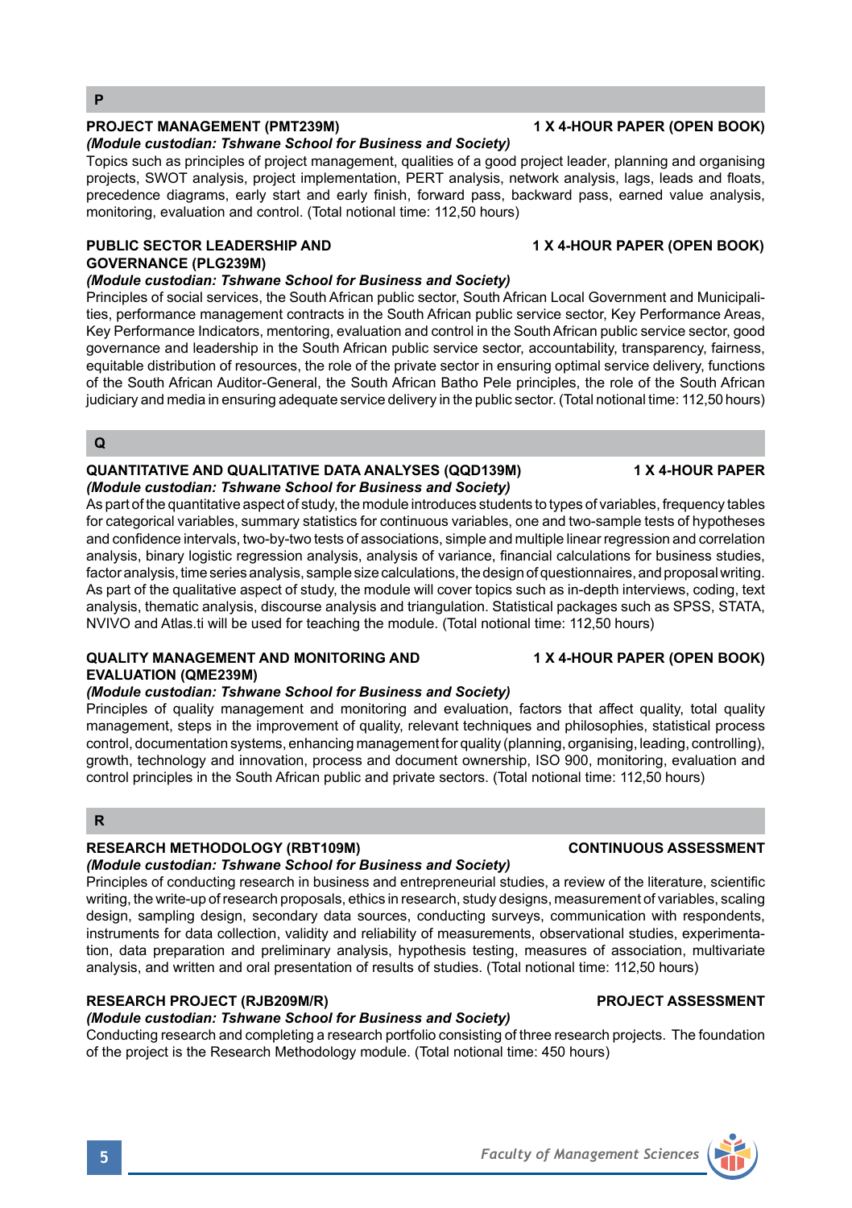## P

### PROJECT MANAGEMENT (PMT239M) — 1 X 4-HOUR PAPER (OPEN BOOK)

***(Module custodian: Tshwane School for Business and Society)***

Topics such as principles of project management, qualities of a good project leader, planning and organising projects, SWOT analysis, project implementation, PERT analysis, network analysis, lags, leads and floats, precedence diagrams, early start and early finish, forward pass, backward pass, earned value analysis, monitoring, evaluation and control. (Total notional time: 112,50 hours)

### PUBLIC SECTOR LEADERSHIP AND GOVERNANCE (PLG239M) — 1 X 4-HOUR PAPER (OPEN BOOK)

***(Module custodian: Tshwane School for Business and Society)***

Principles of social services, the South African public sector, South African Local Government and Municipalities, performance management contracts in the South African public service sector, Key Performance Areas, Key Performance Indicators, mentoring, evaluation and control in the South African public service sector, good governance and leadership in the South African public service sector, accountability, transparency, fairness, equitable distribution of resources, the role of the private sector in ensuring optimal service delivery, functions of the South African Auditor-General, the South African Batho Pele principles, the role of the South African judiciary and media in ensuring adequate service delivery in the public sector. (Total notional time: 112,50 hours)

## Q

### QUANTITATIVE AND QUALITATIVE DATA ANALYSES (QQD139M) — 1 X 4-HOUR PAPER

***(Module custodian: Tshwane School for Business and Society)***

As part of the quantitative aspect of study, the module introduces students to types of variables, frequency tables for categorical variables, summary statistics for continuous variables, one and two-sample tests of hypotheses and confidence intervals, two-by-two tests of associations, simple and multiple linear regression and correlation analysis, binary logistic regression analysis, analysis of variance, financial calculations for business studies, factor analysis, time series analysis, sample size calculations, the design of questionnaires, and proposal writing. As part of the qualitative aspect of study, the module will cover topics such as in-depth interviews, coding, text analysis, thematic analysis, discourse analysis and triangulation. Statistical packages such as SPSS, STATA, NVIVO and Atlas.ti will be used for teaching the module. (Total notional time: 112,50 hours)

### QUALITY MANAGEMENT AND MONITORING AND EVALUATION (QME239M) — 1 X 4-HOUR PAPER (OPEN BOOK)

***(Module custodian: Tshwane School for Business and Society)***

Principles of quality management and monitoring and evaluation, factors that affect quality, total quality management, steps in the improvement of quality, relevant techniques and philosophies, statistical process control, documentation systems, enhancing management for quality (planning, organising, leading, controlling), growth, technology and innovation, process and document ownership, ISO 900, monitoring, evaluation and control principles in the South African public and private sectors. (Total notional time: 112,50 hours)

## R

### RESEARCH METHODOLOGY (RBT109M) — CONTINUOUS ASSESSMENT

***(Module custodian: Tshwane School for Business and Society)***

Principles of conducting research in business and entrepreneurial studies, a review of the literature, scientific writing, the write-up of research proposals, ethics in research, study designs, measurement of variables, scaling design, sampling design, secondary data sources, conducting surveys, communication with respondents, instruments for data collection, validity and reliability of measurements, observational studies, experimentation, data preparation and preliminary analysis, hypothesis testing, measures of association, multivariate analysis, and written and oral presentation of results of studies. (Total notional time: 112,50 hours)

### RESEARCH PROJECT (RJB209M/R) — PROJECT ASSESSMENT

***(Module custodian: Tshwane School for Business and Society)***

Conducting research and completing a research portfolio consisting of three research projects. The foundation of the project is the Research Methodology module. (Total notional time: 450 hours)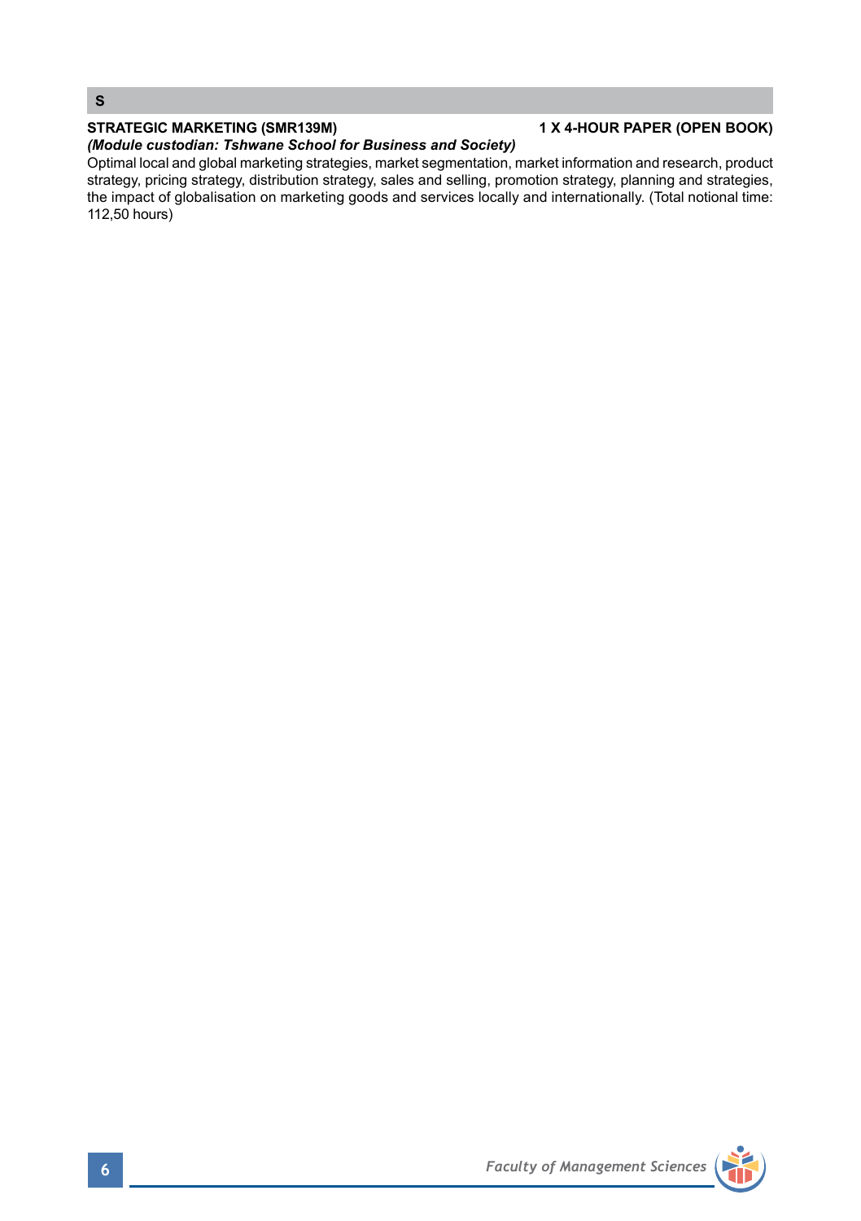## S

**STRATEGIC MARKETING (SMR139M) 1 X 4-HOUR PAPER (OPEN BOOK)**

***(Module custodian: Tshwane School for Business and Society)***

Optimal local and global marketing strategies, market segmentation, market information and research, product strategy, pricing strategy, distribution strategy, sales and selling, promotion strategy, planning and strategies, the impact of globalisation on marketing goods and services locally and internationally. (Total notional time: 112,50 hours)